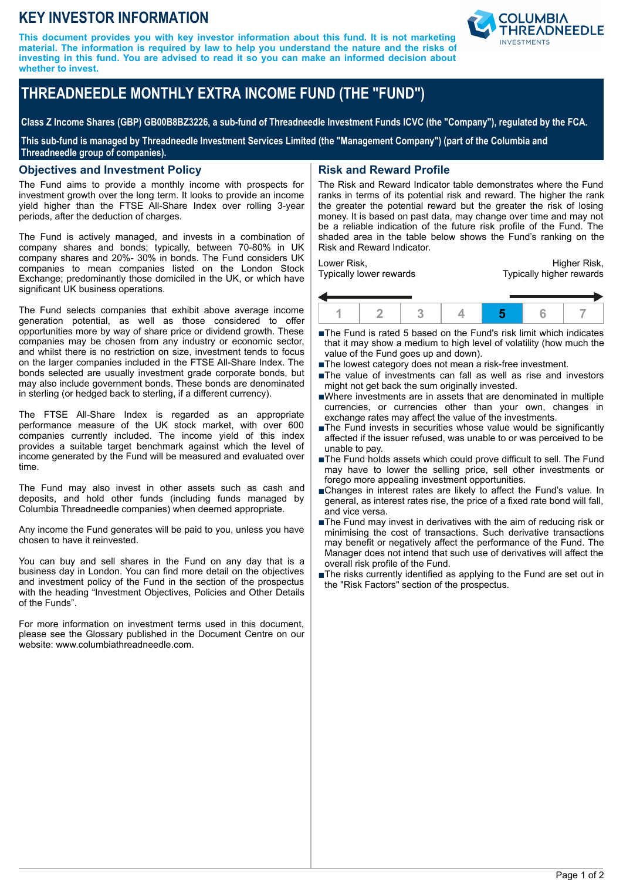# KEY INVESTOR INFORMATION

**This document provides you with key investor information about this fund. It is not marketing material. The information is required by law to help you understand the nature and the risks of investing in this fund. You are advised to read it so you can make an informed decision about whether to invest.**

## THREADNEEDLE MONTHLY EXTRA INCOME FUND (THE "FUND")

**Class Z Income Shares (GBP) GB00B8BZ3226, a sub-fund of Threadneedle Investment Funds ICVC (the "Company"), regulated by the FCA.**

**This sub-fund is managed by Threadneedle Investment Services Limited (the "Management Company") (part of the Columbia and Threadneedle group of companies).**

### Objectives and Investment Policy

The Fund aims to provide a monthly income with prospects for investment growth over the long term. It looks to provide an income yield higher than the FTSE All-Share Index over rolling 3-year periods, after the deduction of charges.

The Fund is actively managed, and invests in a combination of company shares and bonds; typically, between 70-80% in UK company shares and 20%- 30% in bonds. The Fund considers UK companies to mean companies listed on the London Stock Exchange; predominantly those domiciled in the UK, or which have significant UK business operations.

The Fund selects companies that exhibit above average income generation potential, as well as those considered to offer opportunities more by way of share price or dividend growth. These companies may be chosen from any industry or economic sector, and whilst there is no restriction on size, investment tends to focus on the larger companies included in the FTSE All-Share Index. The bonds selected are usually investment grade corporate bonds, but may also include government bonds. These bonds are denominated in sterling (or hedged back to sterling, if a different currency).

The FTSE All-Share Index is regarded as an appropriate performance measure of the UK stock market, with over 600 companies currently included. The income yield of this index provides a suitable target benchmark against which the level of income generated by the Fund will be measured and evaluated over time.

The Fund may also invest in other assets such as cash and deposits, and hold other funds (including funds managed by Columbia Threadneedle companies) when deemed appropriate.

Any income the Fund generates will be paid to you, unless you have chosen to have it reinvested.

You can buy and sell shares in the Fund on any day that is a business day in London. You can find more detail on the objectives and investment policy of the Fund in the section of the prospectus with the heading "Investment Objectives, Policies and Other Details of the Funds".

For more information on investment terms used in this document, please see the Glossary published in the Document Centre on our website: www.columbiathreadneedle.com.

### Risk and Reward Profile

The Risk and Reward Indicator table demonstrates where the Fund ranks in terms of its potential risk and reward. The higher the rank the greater the potential reward but the greater the risk of losing money. It is based on past data, may change over time and may not be a reliable indication of the future risk profile of the Fund. The shaded area in the table below shows the Fund's ranking on the Risk and Reward Indicator.

Lower Risk, Typically lower rewards ← → Higher Risk, Typically higher rewards

| 1 | 2 | 3 | 4 | **5** | 6 | 7 |
|---|---|---|---|---|---|---|

- The Fund is rated 5 based on the Fund's risk limit which indicates that it may show a medium to high level of volatility (how much the value of the Fund goes up and down).
- The lowest category does not mean a risk-free investment.
- The value of investments can fall as well as rise and investors might not get back the sum originally invested.
- Where investments are in assets that are denominated in multiple currencies, or currencies other than your own, changes in exchange rates may affect the value of the investments.
- The Fund invests in securities whose value would be significantly affected if the issuer refused, was unable to or was perceived to be unable to pay.
- The Fund holds assets which could prove difficult to sell. The Fund may have to lower the selling price, sell other investments or forego more appealing investment opportunities.
- Changes in interest rates are likely to affect the Fund's value. In general, as interest rates rise, the price of a fixed rate bond will fall, and vice versa.
- The Fund may invest in derivatives with the aim of reducing risk or minimising the cost of transactions. Such derivative transactions may benefit or negatively affect the performance of the Fund. The Manager does not intend that such use of derivatives will affect the overall risk profile of the Fund.
- The risks currently identified as applying to the Fund are set out in the "Risk Factors" section of the prospectus.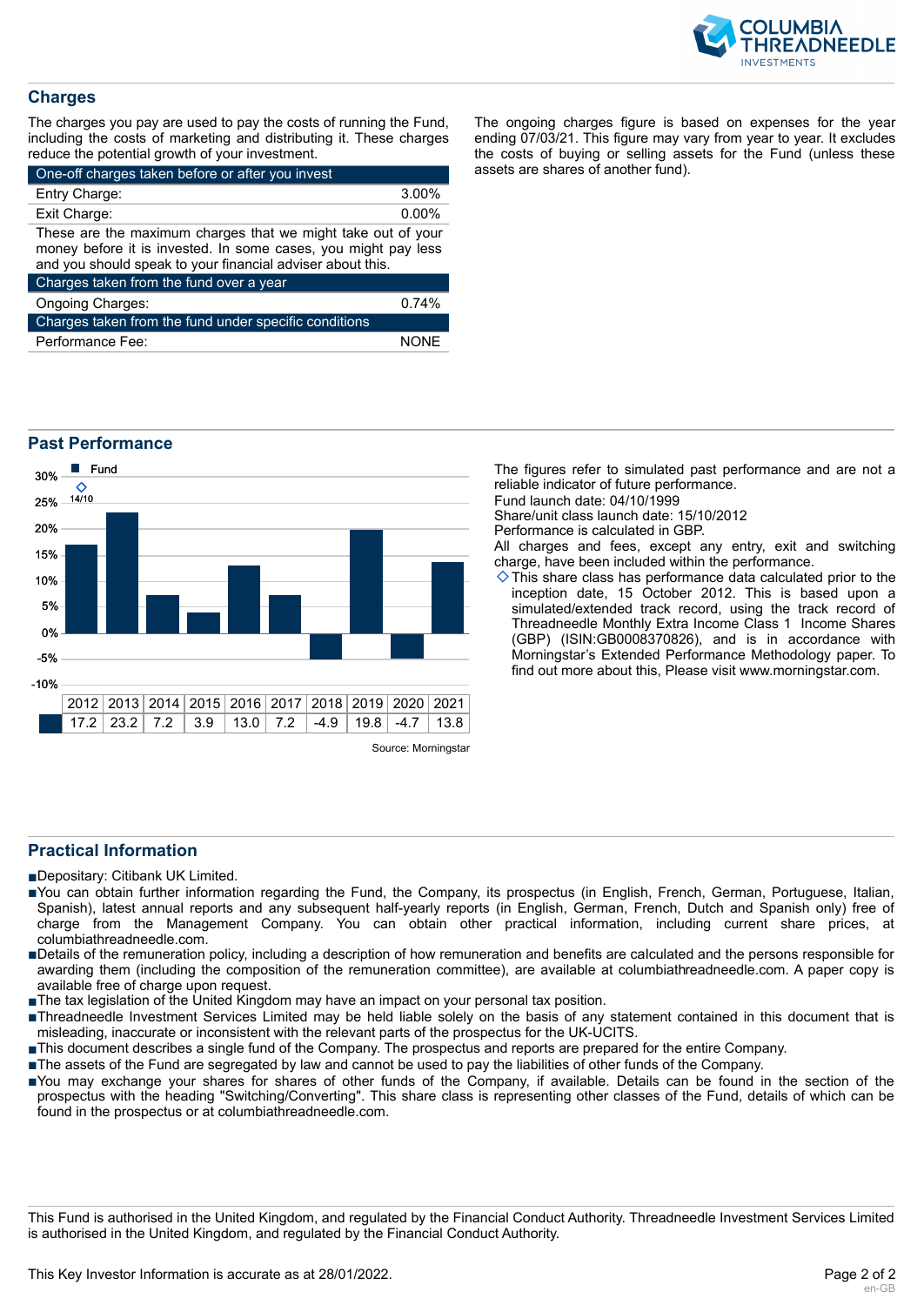## Charges

The charges you pay are used to pay the costs of running the Fund, including the costs of marketing and distributing it. These charges reduce the potential growth of your investment.

| One-off charges taken before or after you invest | |
|---|---|
| Entry Charge: | 3.00% |
| Exit Charge: | 0.00% |
| These are the maximum charges that we might take out of your money before it is invested. In some cases, you might pay less and you should speak to your financial adviser about this. | |
| **Charges taken from the fund over a year** | |
| Ongoing Charges: | 0.74% |
| **Charges taken from the fund under specific conditions** | |
| Performance Fee: | NONE |

The ongoing charges figure is based on expenses for the year ending 07/03/21. This figure may vary from year to year. It excludes the costs of buying or selling assets for the Fund (unless these assets are shares of another fund).

## Past Performance

Fund

30%
25%
20%
15%
10%
5%
0%
-5%
-10%

◇ 14/10

2012 2013 2014 2015 2016 2017 2018 2019 2020 2021

17.2 23.2 7.2 3.9 13.0 7.2 -4.9 19.8 -4.7 13.8

Source: Morningstar

The figures refer to simulated past performance and are not a reliable indicator of future performance.
Fund launch date: 04/10/1999
Share/unit class launch date: 15/10/2012
Performance is calculated in GBP.
All charges and fees, except any entry, exit and switching charge, have been included within the performance.
◇ This share class has performance data calculated prior to the inception date, 15 October 2012. This is based upon a simulated/extended track record, using the track record of Threadneedle Monthly Extra Income Class 1 Income Shares (GBP) (ISIN:GB0008370826), and is in accordance with Morningstar's Extended Performance Methodology paper. To find out more about this, Please visit www.morningstar.com.

## Practical Information

- Depositary: Citibank UK Limited.
- You can obtain further information regarding the Fund, the Company, its prospectus (in English, French, German, Portuguese, Italian, Spanish), latest annual reports and any subsequent half-yearly reports (in English, German, French, Dutch and Spanish only) free of charge from the Management Company. You can obtain other practical information, including current share prices, at columbiathreadneedle.com.
- Details of the remuneration policy, including a description of how remuneration and benefits are calculated and the persons responsible for awarding them (including the composition of the remuneration committee), are available at columbiathreadneedle.com. A paper copy is available free of charge upon request.
- The tax legislation of the United Kingdom may have an impact on your personal tax position.
- Threadneedle Investment Services Limited may be held liable solely on the basis of any statement contained in this document that is misleading, inaccurate or inconsistent with the relevant parts of the prospectus for the UK-UCITS.
- This document describes a single fund of the Company. The prospectus and reports are prepared for the entire Company.
- The assets of the Fund are segregated by law and cannot be used to pay the liabilities of other funds of the Company.
- You may exchange your shares for shares of other funds of the Company, if available. Details can be found in the section of the prospectus with the heading "Switching/Converting". This share class is representing other classes of the Fund, details of which can be found in the prospectus or at columbiathreadneedle.com.

This Fund is authorised in the United Kingdom, and regulated by the Financial Conduct Authority. Threadneedle Investment Services Limited is authorised in the United Kingdom, and regulated by the Financial Conduct Authority.

This Key Investor Information is accurate as at 28/01/2022.